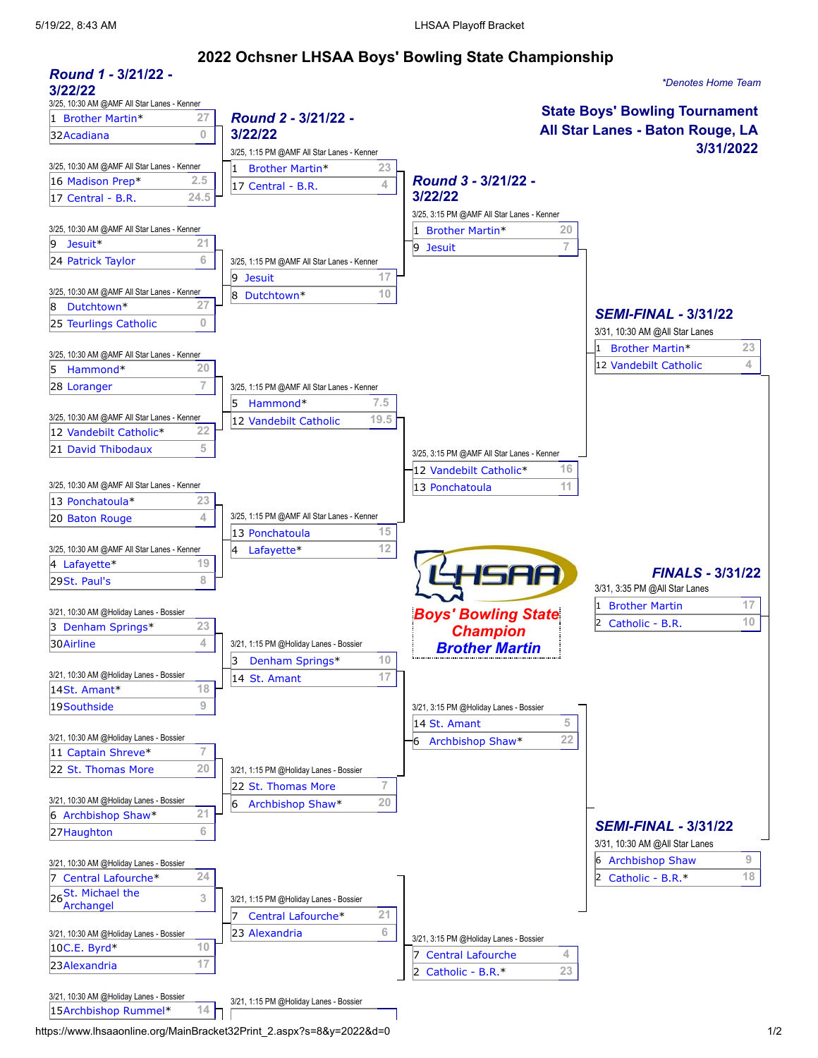# 2022 Ochsner LHSAA Boys' Bowling State Championship

*\*Denotes Home Team*

**State Boys' Bowling Tournament**
**All Star Lanes - Baton Rouge, LA**
**3/31/2022**

## Round 1 - 3/21/22 - 3/22/22

| Date/Time/Location | Seed | Team | Score |
|---|---|---|---|
| 3/25, 10:30 AM @AMF All Star Lanes - Kenner | 1 | Brother Martin* | 27 |
| | 32 | Acadiana | 0 |
| 3/25, 10:30 AM @AMF All Star Lanes - Kenner | 16 | Madison Prep* | 2.5 |
| | 17 | Central - B.R. | 24.5 |
| 3/25, 10:30 AM @AMF All Star Lanes - Kenner | 9 | Jesuit* | 21 |
| | 24 | Patrick Taylor | 6 |
| 3/25, 10:30 AM @AMF All Star Lanes - Kenner | 8 | Dutchtown* | 27 |
| | 25 | Teurlings Catholic | 0 |
| 3/25, 10:30 AM @AMF All Star Lanes - Kenner | 5 | Hammond* | 20 |
| | 28 | Loranger | 7 |
| 3/25, 10:30 AM @AMF All Star Lanes - Kenner | 12 | Vandebilt Catholic* | 22 |
| | 21 | David Thibodaux | 5 |
| 3/25, 10:30 AM @AMF All Star Lanes - Kenner | 13 | Ponchatoula* | 23 |
| | 20 | Baton Rouge | 4 |
| 3/25, 10:30 AM @AMF All Star Lanes - Kenner | 4 | Lafayette* | 19 |
| | 29 | St. Paul's | 8 |
| 3/21, 10:30 AM @Holiday Lanes - Bossier | 3 | Denham Springs* | 23 |
| | 30 | Airline | 4 |
| 3/21, 10:30 AM @Holiday Lanes - Bossier | 14 | St. Amant* | 18 |
| | 19 | Southside | 9 |
| 3/21, 10:30 AM @Holiday Lanes - Bossier | 11 | Captain Shreve* | 7 |
| | 22 | St. Thomas More | 20 |
| 3/21, 10:30 AM @Holiday Lanes - Bossier | 6 | Archbishop Shaw* | 21 |
| | 27 | Haughton | 6 |
| 3/21, 10:30 AM @Holiday Lanes - Bossier | 7 | Central Lafourche* | 24 |
| | 26 | St. Michael the Archangel | 3 |
| 3/21, 10:30 AM @Holiday Lanes - Bossier | 10 | C.E. Byrd* | 10 |
| | 23 | Alexandria | 17 |
| 3/21, 10:30 AM @Holiday Lanes - Bossier | 15 | Archbishop Rummel* | 14 |

## Round 2 - 3/21/22 - 3/22/22

| Date/Time/Location | Seed | Team | Score |
|---|---|---|---|
| 3/25, 1:15 PM @AMF All Star Lanes - Kenner | 1 | Brother Martin* | 23 |
| | 17 | Central - B.R. | 4 |
| 3/25, 1:15 PM @AMF All Star Lanes - Kenner | 9 | Jesuit | 17 |
| | 8 | Dutchtown* | 10 |
| 3/25, 1:15 PM @AMF All Star Lanes - Kenner | 5 | Hammond* | 7.5 |
| | 12 | Vandebilt Catholic | 19.5 |
| 3/25, 1:15 PM @AMF All Star Lanes - Kenner | 13 | Ponchatoula | 15 |
| | 4 | Lafayette* | 12 |
| 3/21, 1:15 PM @Holiday Lanes - Bossier | 3 | Denham Springs* | 10 |
| | 14 | St. Amant | 17 |
| 3/21, 1:15 PM @Holiday Lanes - Bossier | 22 | St. Thomas More | 7 |
| | 6 | Archbishop Shaw* | 20 |
| 3/21, 1:15 PM @Holiday Lanes - Bossier | 7 | Central Lafourche* | 21 |
| | 23 | Alexandria | 6 |
| 3/21, 1:15 PM @Holiday Lanes - Bossier | | | |

## Round 3 - 3/21/22 - 3/22/22

| Date/Time/Location | Seed | Team | Score |
|---|---|---|---|
| 3/25, 3:15 PM @AMF All Star Lanes - Kenner | 1 | Brother Martin* | 20 |
| | 9 | Jesuit | 7 |
| 3/25, 3:15 PM @AMF All Star Lanes - Kenner | 12 | Vandebilt Catholic* | 16 |
| | 13 | Ponchatoula | 11 |
| 3/21, 3:15 PM @Holiday Lanes - Bossier | 14 | St. Amant | 5 |
| | 6 | Archbishop Shaw* | 22 |
| 3/21, 3:15 PM @Holiday Lanes - Bossier | 7 | Central Lafourche | 4 |
| | 2 | Catholic - B.R.* | 23 |

## SEMI-FINAL - 3/31/22

| Date/Time/Location | Seed | Team | Score |
|---|---|---|---|
| 3/31, 10:30 AM @All Star Lanes | 1 | Brother Martin* | 23 |
| | 12 | Vandebilt Catholic | 4 |
| 3/31, 10:30 AM @All Star Lanes | 6 | Archbishop Shaw | 9 |
| | 2 | Catholic - B.R.* | 18 |

## FINALS - 3/31/22

| Date/Time/Location | Seed | Team | Score |
|---|---|---|---|
| 3/31, 3:35 PM @All Star Lanes | 1 | Brother Martin | 17 |
| | 2 | Catholic - B.R. | 10 |

**LHSAA**

**Boys' Bowling State Champion**
**Brother Martin**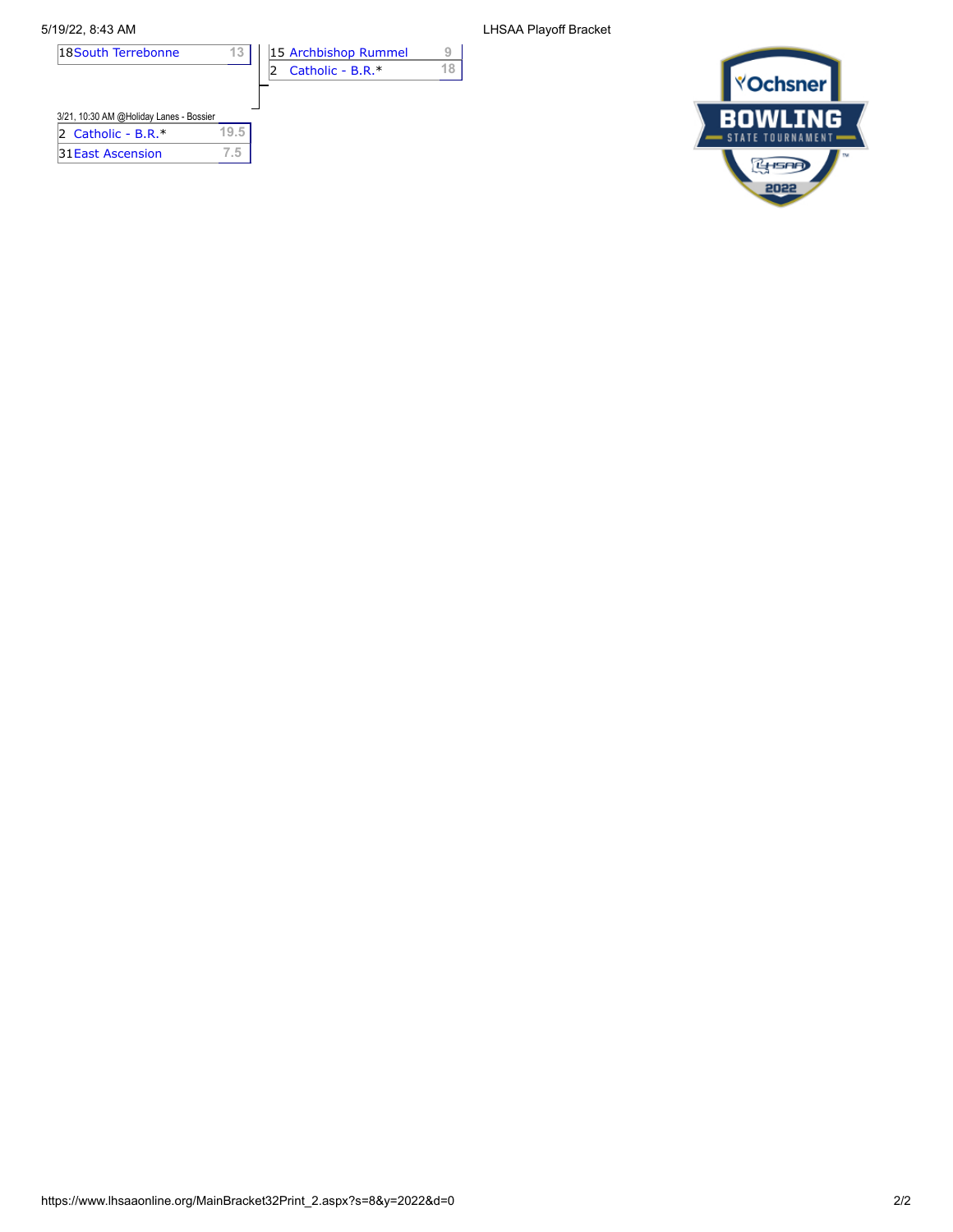| | | |
|---|---|---|
| 18 | South Terrebonne | 13 |

| | | |
|---|---|---|
| 15 | Archbishop Rummel | 9 |
| 2 | Catholic - B.R.* | 18 |

3/21, 10:30 AM @Holiday Lanes - Bossier

| | | |
|---|---|---|
| 2 | Catholic - B.R.* | 19.5 |
| 31 | East Ascension | 7.5 |

Ochsner

BOWLING

STATE TOURNAMENT

LHSAA

2022